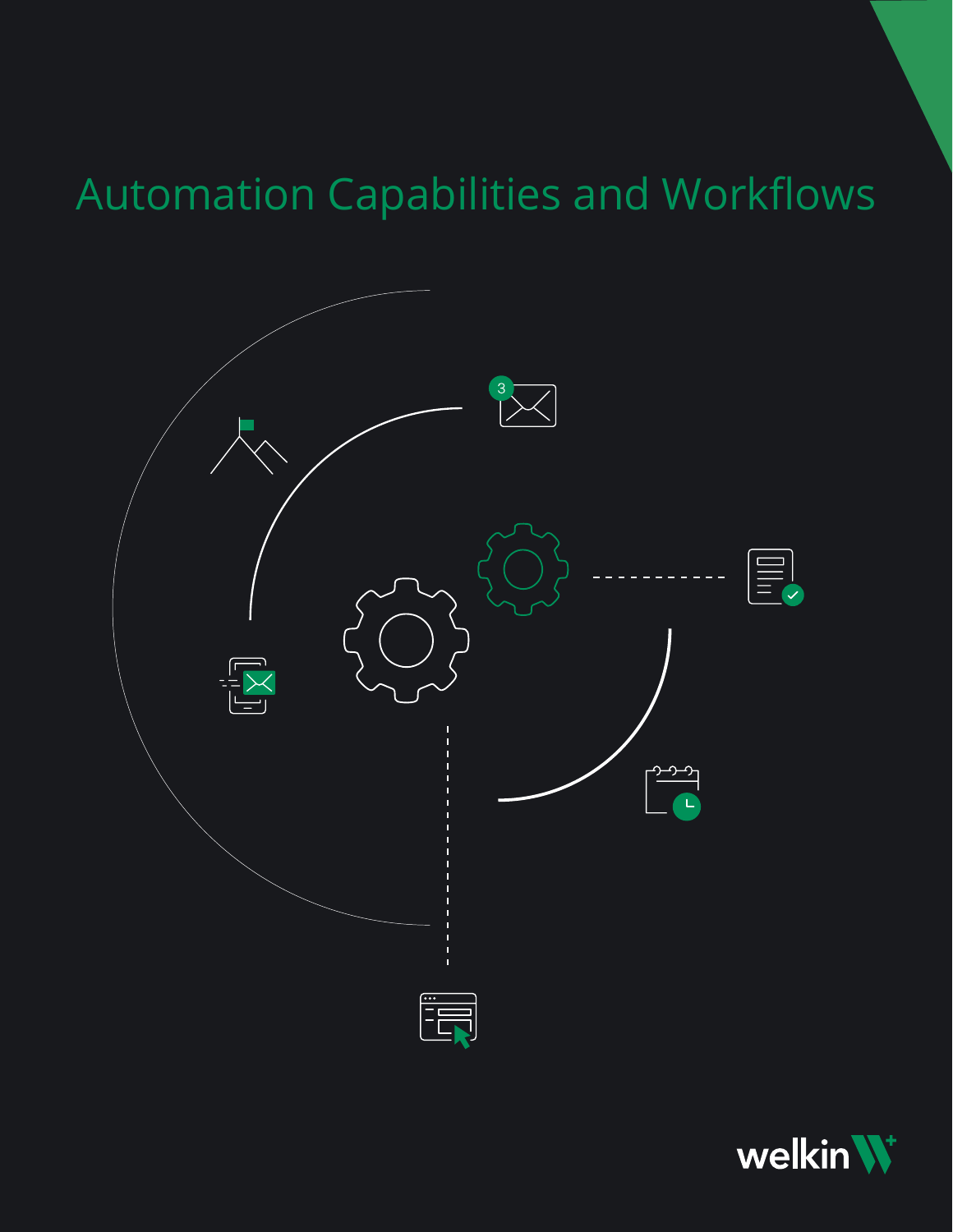# Automation Capabilities and Workflows

welkin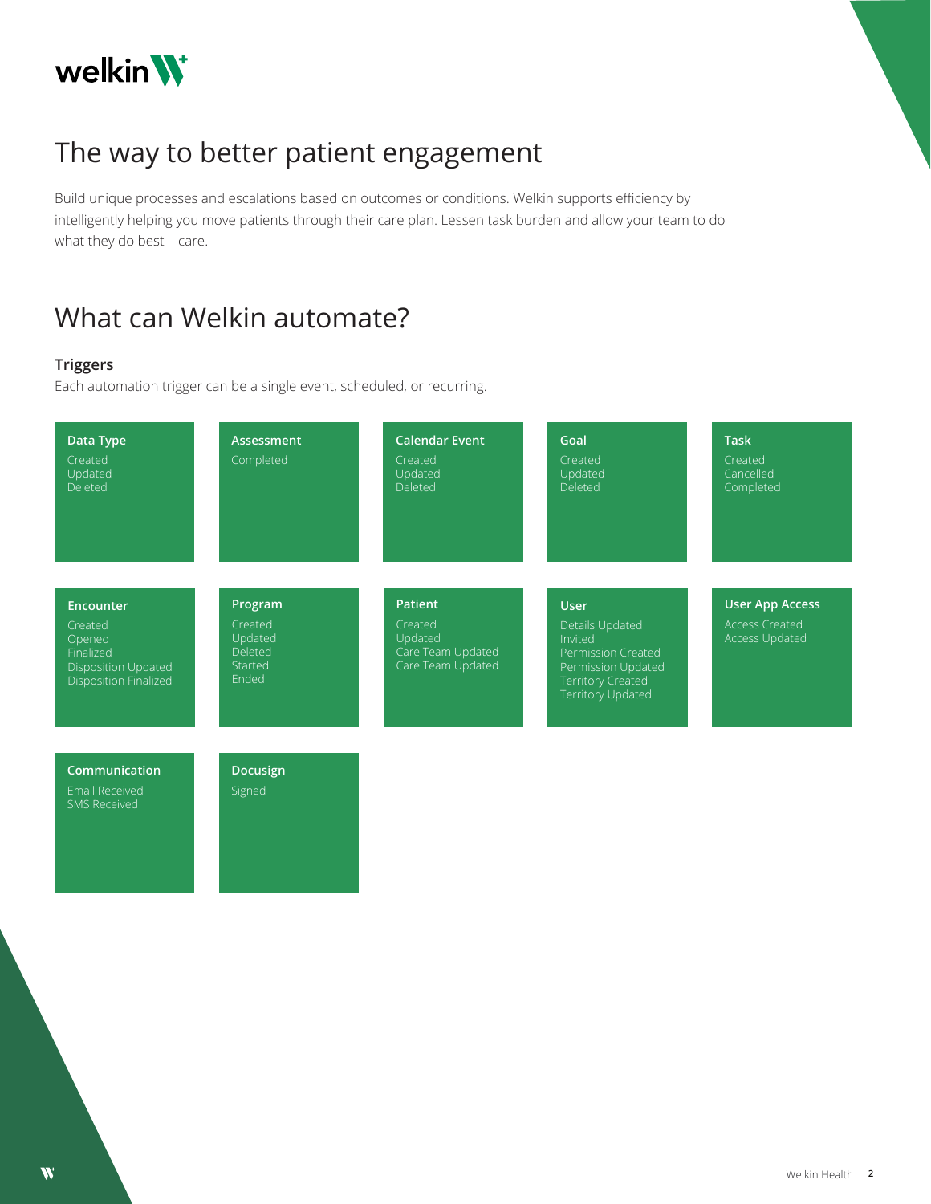# The way to better patient engagement

Build unique processes and escalations based on outcomes or conditions. Welkin supports efficiency by intelligently helping you move patients through their care plan. Lessen task burden and allow your team to do what they do best – care.

# What can Welkin automate?

### Triggers

Each automation trigger can be a single event, scheduled, or recurring.

**Data Type**
- Created
- Updated
- Deleted

**Assessment**
- Completed

**Calendar Event**
- Created
- Updated
- Deleted

**Goal**
- Created
- Updated
- Deleted

**Task**
- Created
- Cancelled
- Completed

**Encounter**
- Created
- Opened
- Finalized
- Disposition Updated
- Disposition Finalized

**Program**
- Created
- Updated
- Deleted
- Started
- Ended

**Patient**
- Created
- Updated
- Care Team Updated
- Care Team Updated

**User**
- Details Updated
- Invited
- Permission Created
- Permission Updated
- Territory Created
- Territory Updated

**User App Access**
- Access Created
- Access Updated

**Communication**
- Email Received
- SMS Received

**Docusign**
- Signed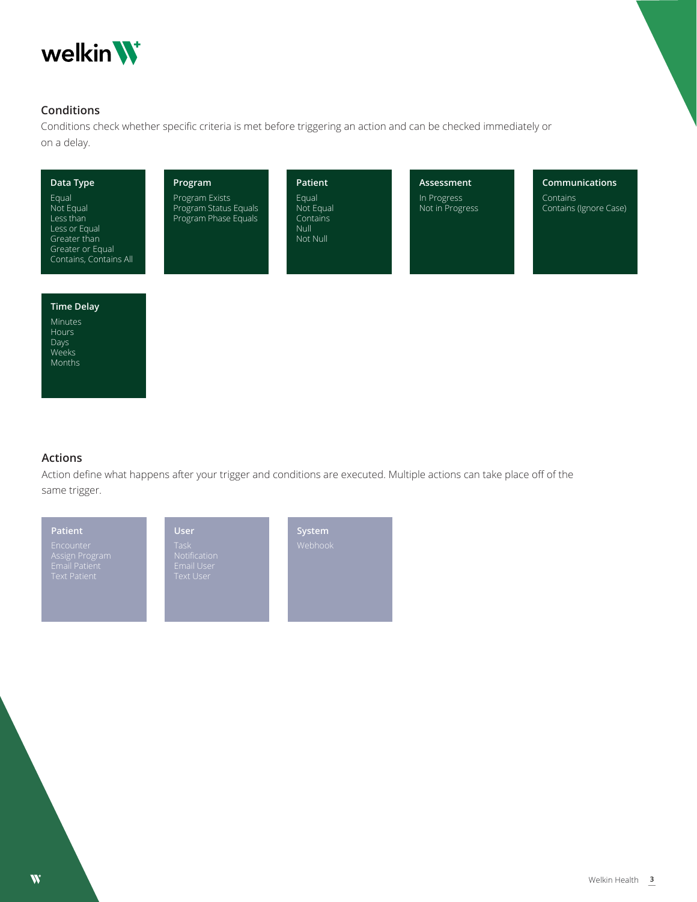## Conditions

Conditions check whether specific criteria is met before triggering an action and can be checked immediately or on a delay.

**Data Type**
- Equal
- Not Equal
- Less than
- Less or Equal
- Greater than
- Greater or Equal
- Contains, Contains All

**Program**
- Program Exists
- Program Status Equals
- Program Phase Equals

**Patient**
- Equal
- Not Equal
- Contains
- Null
- Not Null

**Assessment**
- In Progress
- Not in Progress

**Communications**
- Contains
- Contains (Ignore Case)

**Time Delay**
- Minutes
- Hours
- Days
- Weeks
- Months

## Actions

Action define what happens after your trigger and conditions are executed. Multiple actions can take place off of the same trigger.

**Patient**
- Encounter
- Assign Program
- Email Patient
- Text Patient

**User**
- Task
- Notification
- Email User
- Text User

**System**
- Webhook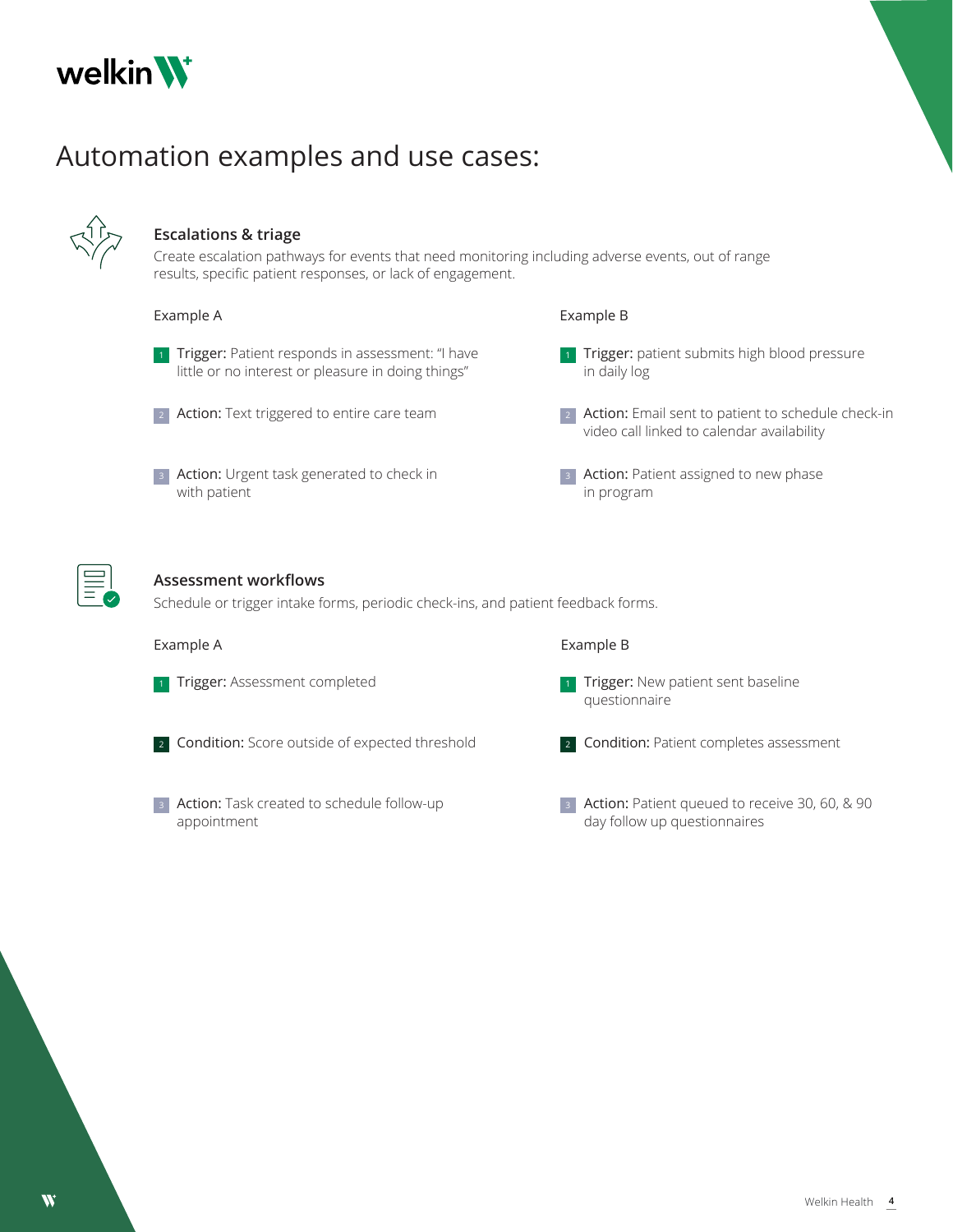# Automation examples and use cases:

### Escalations & triage

Create escalation pathways for events that need monitoring including adverse events, out of range results, specific patient responses, or lack of engagement.

**Example A**

1. **Trigger:** Patient responds in assessment: "I have little or no interest or pleasure in doing things"
2. **Action:** Text triggered to entire care team
3. **Action:** Urgent task generated to check in with patient

**Example B**

1. **Trigger:** patient submits high blood pressure in daily log
2. **Action:** Email sent to patient to schedule check-in video call linked to calendar availability
3. **Action:** Patient assigned to new phase in program

### Assessment workflows

Schedule or trigger intake forms, periodic check-ins, and patient feedback forms.

**Example A**

1. **Trigger:** Assessment completed
2. **Condition:** Score outside of expected threshold
3. **Action:** Task created to schedule follow-up appointment

**Example B**

1. **Trigger:** New patient sent baseline questionnaire
2. **Condition:** Patient completes assessment
3. **Action:** Patient queued to receive 30, 60, & 90 day follow up questionnaires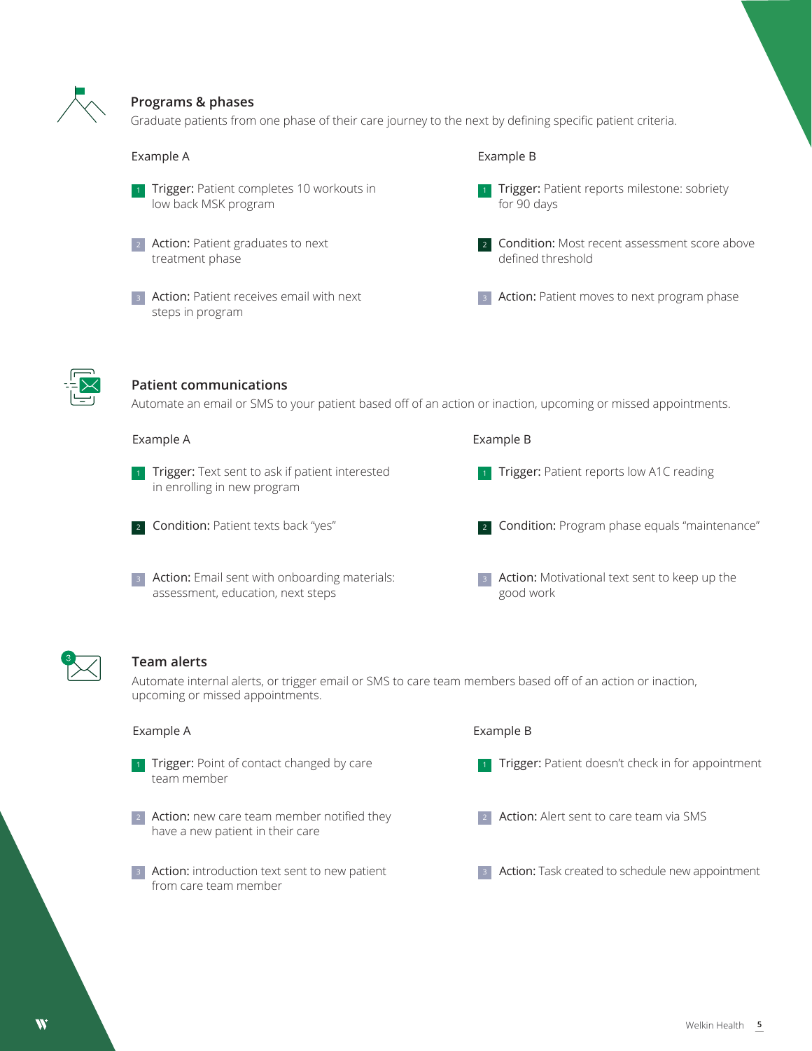## Programs & phases

Graduate patients from one phase of their care journey to the next by defining specific patient criteria.

### Example A

1. **Trigger:** Patient completes 10 workouts in low back MSK program
2. **Action:** Patient graduates to next treatment phase
3. **Action:** Patient receives email with next steps in program

### Example B

1. **Trigger:** Patient reports milestone: sobriety for 90 days
2. **Condition:** Most recent assessment score above defined threshold
3. **Action:** Patient moves to next program phase

## Patient communications

Automate an email or SMS to your patient based off of an action or inaction, upcoming or missed appointments.

### Example A

1. **Trigger:** Text sent to ask if patient interested in enrolling in new program
2. **Condition:** Patient texts back "yes"
3. **Action:** Email sent with onboarding materials: assessment, education, next steps

### Example B

1. **Trigger:** Patient reports low A1C reading
2. **Condition:** Program phase equals "maintenance"
3. **Action:** Motivational text sent to keep up the good work

## Team alerts

Automate internal alerts, or trigger email or SMS to care team members based off of an action or inaction, upcoming or missed appointments.

### Example A

1. **Trigger:** Point of contact changed by care team member
2. **Action:** new care team member notified they have a new patient in their care
3. **Action:** introduction text sent to new patient from care team member

### Example B

1. **Trigger:** Patient doesn't check in for appointment
2. **Action:** Alert sent to care team via SMS
3. **Action:** Task created to schedule new appointment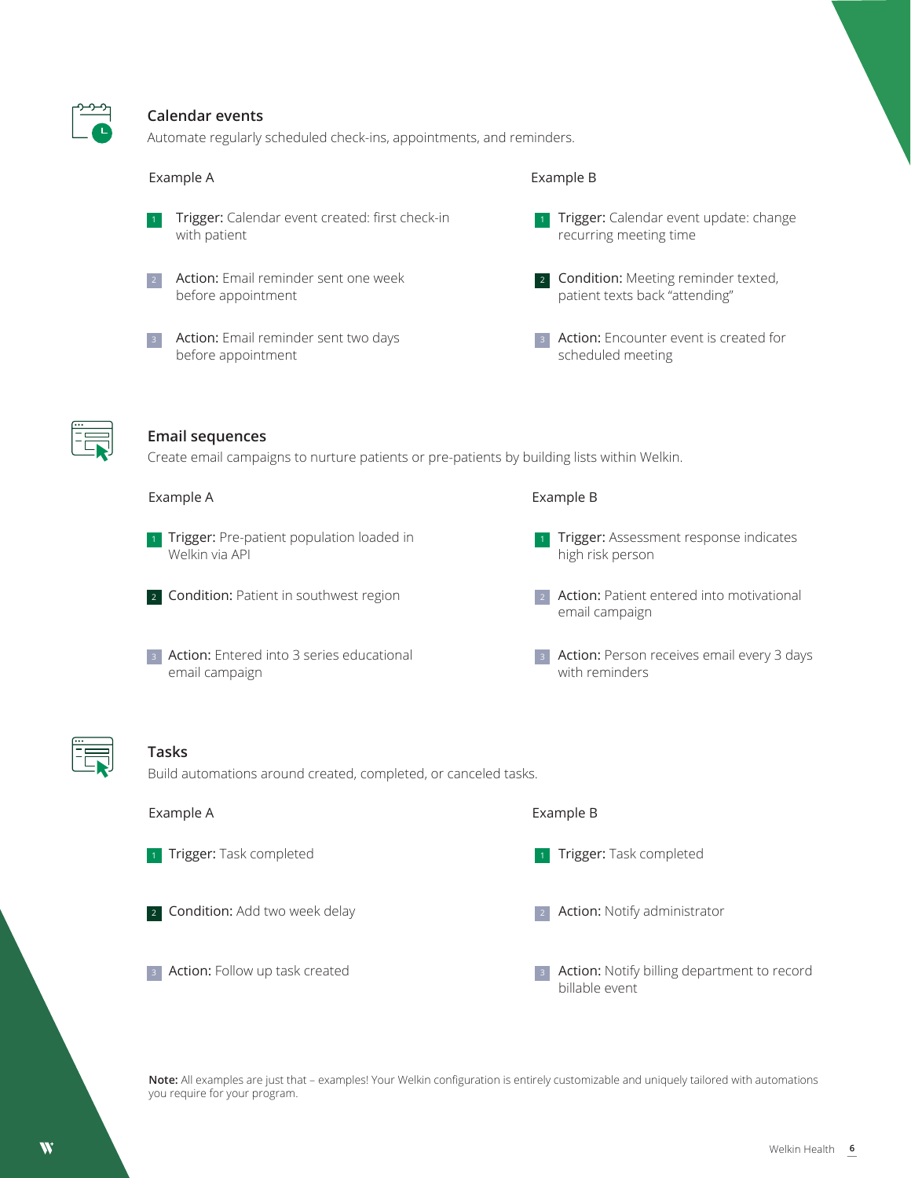## Calendar events

Automate regularly scheduled check-ins, appointments, and reminders.

Example A

1. **Trigger:** Calendar event created: first check-in with patient
2. **Action:** Email reminder sent one week before appointment
3. **Action:** Email reminder sent two days before appointment

Example B

1. **Trigger:** Calendar event update: change recurring meeting time
2. **Condition:** Meeting reminder texted, patient texts back "attending"
3. **Action:** Encounter event is created for scheduled meeting

## Email sequences

Create email campaigns to nurture patients or pre-patients by building lists within Welkin.

Example A

1. **Trigger:** Pre-patient population loaded in Welkin via API
2. **Condition:** Patient in southwest region
3. **Action:** Entered into 3 series educational email campaign

Example B

1. **Trigger:** Assessment response indicates high risk person
2. **Action:** Patient entered into motivational email campaign
3. **Action:** Person receives email every 3 days with reminders

## Tasks

Build automations around created, completed, or canceled tasks.

Example A

1. **Trigger:** Task completed
2. **Condition:** Add two week delay
3. **Action:** Follow up task created

Example B

1. **Trigger:** Task completed
2. **Action:** Notify administrator
3. **Action:** Notify billing department to record billable event

**Note:** All examples are just that – examples! Your Welkin configuration is entirely customizable and uniquely tailored with automations you require for your program.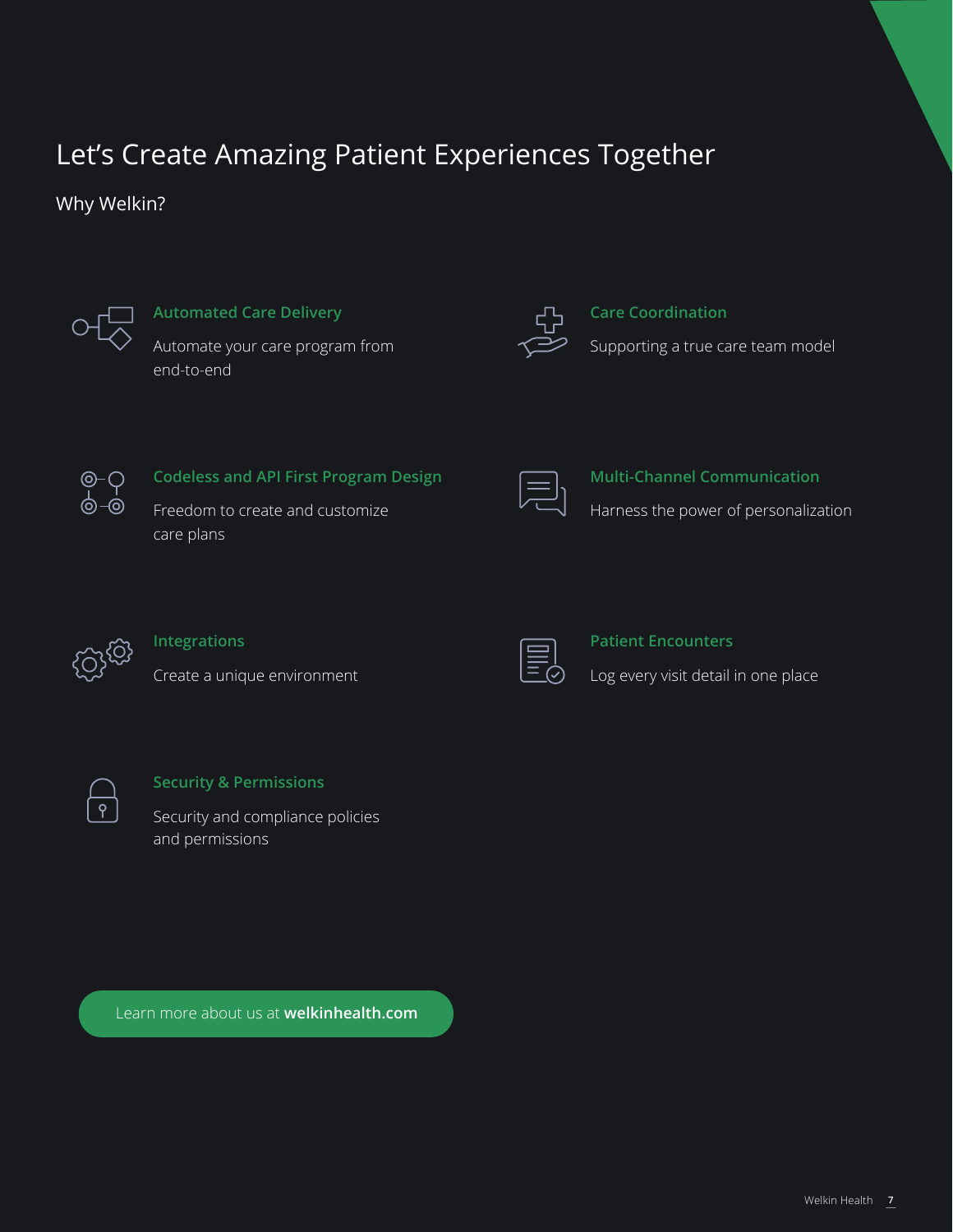# Let's Create Amazing Patient Experiences Together

## Why Welkin?

### Automated Care Delivery

Automate your care program from end-to-end

### Care Coordination

Supporting a true care team model

### Codeless and API First Program Design

Freedom to create and customize care plans

### Multi-Channel Communication

Harness the power of personalization

### Integrations

Create a unique environment

### Patient Encounters

Log every visit detail in one place

### Security & Permissions

Security and compliance policies and permissions

Learn more about us at **welkinhealth.com**